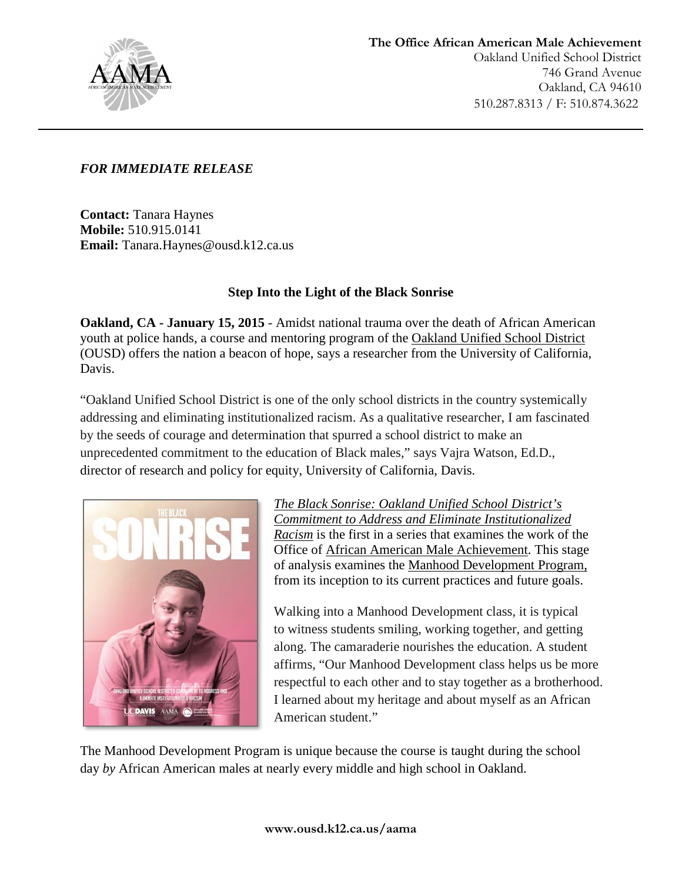**The Office African American Male Achievement**
Oakland Unified School District
746 Grand Avenue
Oakland, CA 94610
510.287.8313 / F: 510.874.3622

*FOR IMMEDIATE RELEASE*

**Contact:** Tanara Haynes
**Mobile:** 510.915.0141
**Email:** Tanara.Haynes@ousd.k12.ca.us

## Step Into the Light of the Black Sonrise

**Oakland, CA - January 15, 2015** - Amidst national trauma over the death of African American youth at police hands, a course and mentoring program of the Oakland Unified School District (OUSD) offers the nation a beacon of hope, says a researcher from the University of California, Davis.

"Oakland Unified School District is one of the only school districts in the country systemically addressing and eliminating institutionalized racism. As a qualitative researcher, I am fascinated by the seeds of courage and determination that spurred a school district to make an unprecedented commitment to the education of Black males," says Vajra Watson, Ed.D., director of research and policy for equity, University of California, Davis.

*The Black Sonrise: Oakland Unified School District's Commitment to Address and Eliminate Institutionalized Racism* is the first in a series that examines the work of the Office of African American Male Achievement. This stage of analysis examines the Manhood Development Program, from its inception to its current practices and future goals.

Walking into a Manhood Development class, it is typical to witness students smiling, working together, and getting along. The camaraderie nourishes the education. A student affirms, "Our Manhood Development class helps us be more respectful to each other and to stay together as a brotherhood. I learned about my heritage and about myself as an African American student."

The Manhood Development Program is unique because the course is taught during the school day *by* African American males at nearly every middle and high school in Oakland.

**www.ousd.k12.ca.us/aama**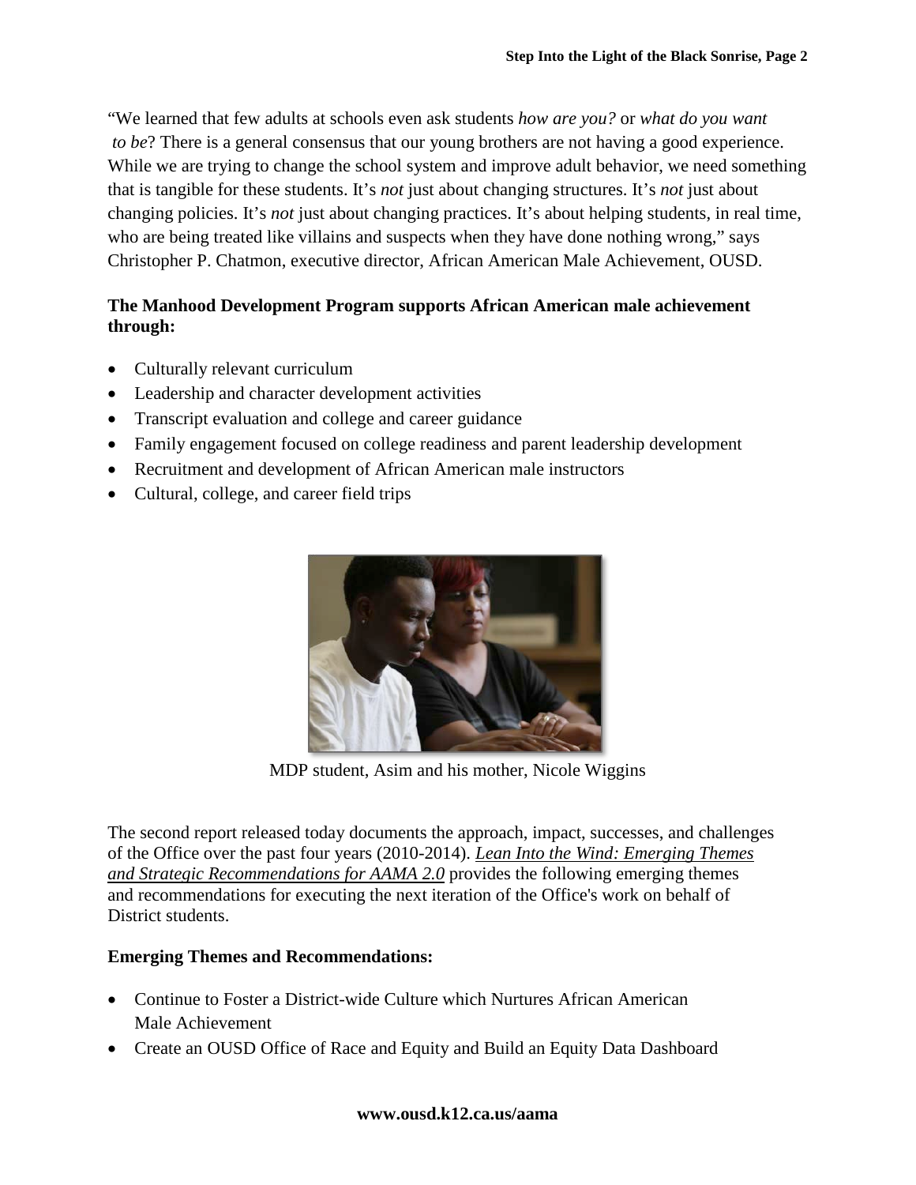"We learned that few adults at schools even ask students *how are you?* or *what do you want to be*? There is a general consensus that our young brothers are not having a good experience. While we are trying to change the school system and improve adult behavior, we need something that is tangible for these students. It's *not* just about changing structures. It's *not* just about changing policies. It's *not* just about changing practices. It's about helping students, in real time, who are being treated like villains and suspects when they have done nothing wrong," says Christopher P. Chatmon, executive director, African American Male Achievement, OUSD.

**The Manhood Development Program supports African American male achievement through:**

- Culturally relevant curriculum
- Leadership and character development activities
- Transcript evaluation and college and career guidance
- Family engagement focused on college readiness and parent leadership development
- Recruitment and development of African American male instructors
- Cultural, college, and career field trips

MDP student, Asim and his mother, Nicole Wiggins

The second report released today documents the approach, impact, successes, and challenges of the Office over the past four years (2010-2014). *Lean Into the Wind: Emerging Themes and Strategic Recommendations for AAMA 2.0* provides the following emerging themes and recommendations for executing the next iteration of the Office's work on behalf of District students.

**Emerging Themes and Recommendations:**

- Continue to Foster a District-wide Culture which Nurtures African American Male Achievement
- Create an OUSD Office of Race and Equity and Build an Equity Data Dashboard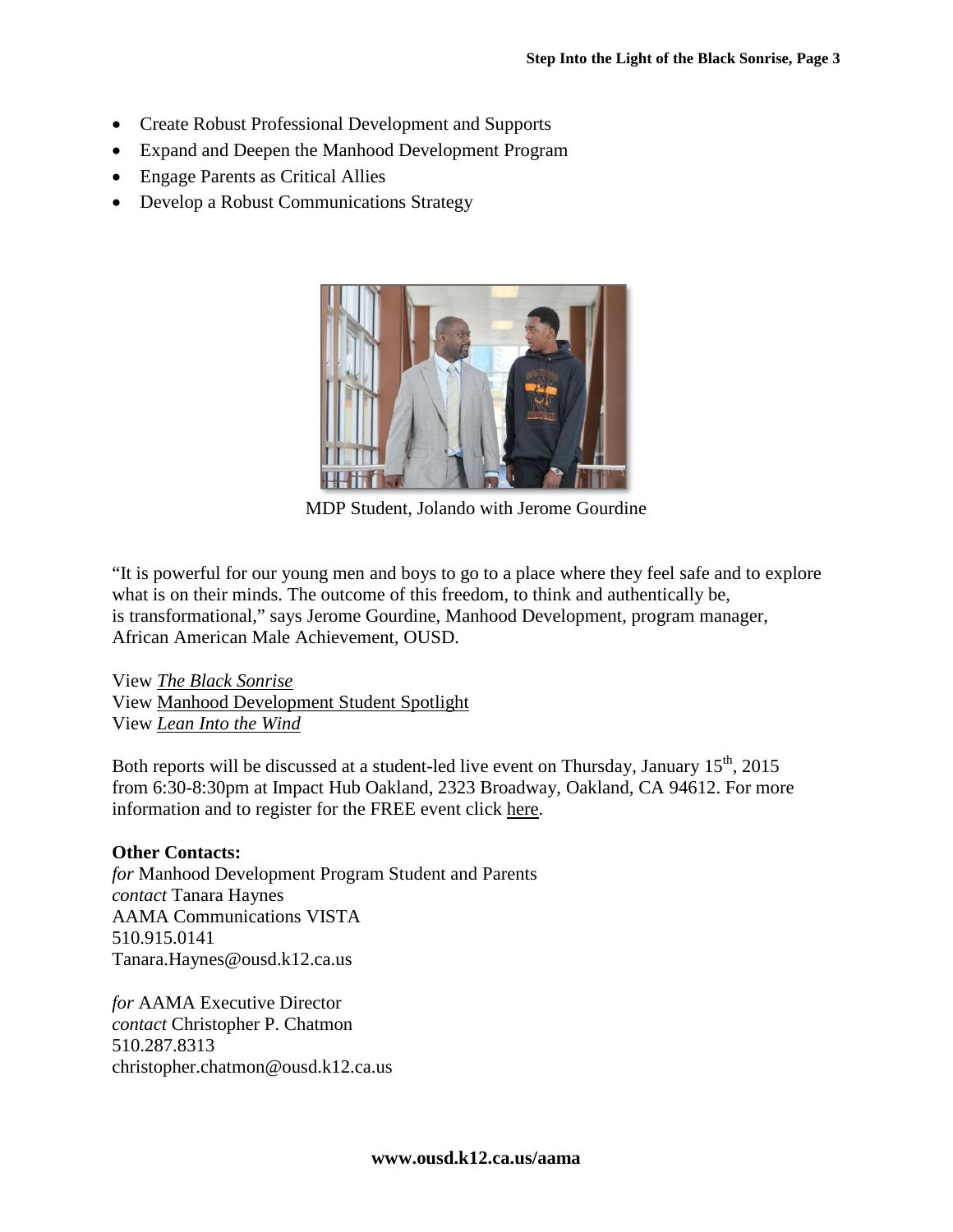- Create Robust Professional Development and Supports
- Expand and Deepen the Manhood Development Program
- Engage Parents as Critical Allies
- Develop a Robust Communications Strategy

MDP Student, Jolando with Jerome Gourdine

"It is powerful for our young men and boys to go to a place where they feel safe and to explore what is on their minds. The outcome of this freedom, to think and authentically be, is transformational," says Jerome Gourdine, Manhood Development, program manager, African American Male Achievement, OUSD.

View *The Black Sonrise*
View Manhood Development Student Spotlight
View *Lean Into the Wind*

Both reports will be discussed at a student-led live event on Thursday, January 15th, 2015 from 6:30-8:30pm at Impact Hub Oakland, 2323 Broadway, Oakland, CA 94612. For more information and to register for the FREE event click here.

**Other Contacts:**
*for* Manhood Development Program Student and Parents
*contact* Tanara Haynes
AAMA Communications VISTA
510.915.0141
Tanara.Haynes@ousd.k12.ca.us

*for* AAMA Executive Director
*contact* Christopher P. Chatmon
510.287.8313
christopher.chatmon@ousd.k12.ca.us

**www.ousd.k12.ca.us/aama**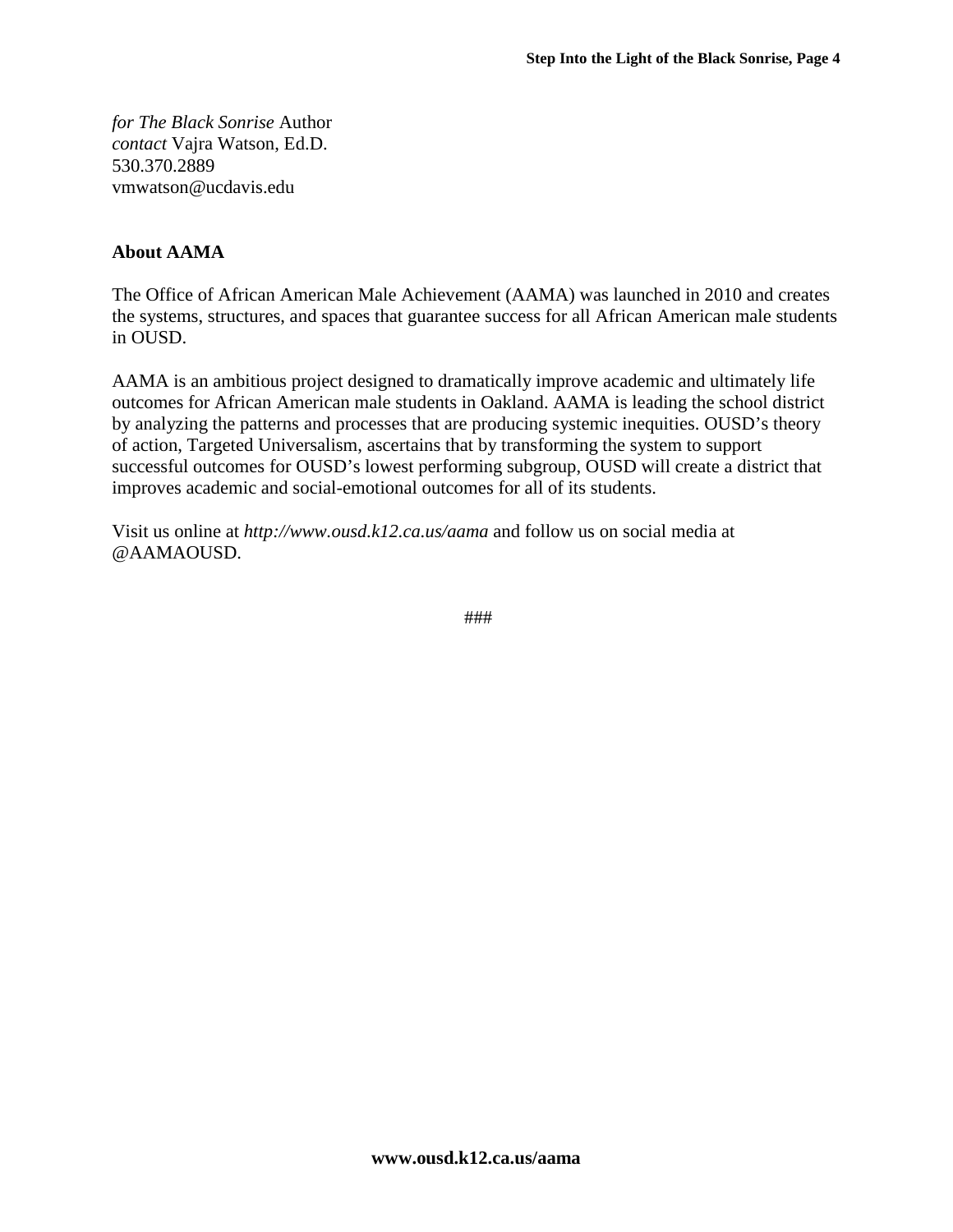*for The Black Sonrise* Author
*contact* Vajra Watson, Ed.D.
530.370.2889
vmwatson@ucdavis.edu

**About AAMA**

The Office of African American Male Achievement (AAMA) was launched in 2010 and creates the systems, structures, and spaces that guarantee success for all African American male students in OUSD.

AAMA is an ambitious project designed to dramatically improve academic and ultimately life outcomes for African American male students in Oakland. AAMA is leading the school district by analyzing the patterns and processes that are producing systemic inequities. OUSD's theory of action, Targeted Universalism, ascertains that by transforming the system to support successful outcomes for OUSD's lowest performing subgroup, OUSD will create a district that improves academic and social-emotional outcomes for all of its students.

Visit us online at *http://www.ousd.k12.ca.us/aama* and follow us on social media at @AAMAOUSD.

###